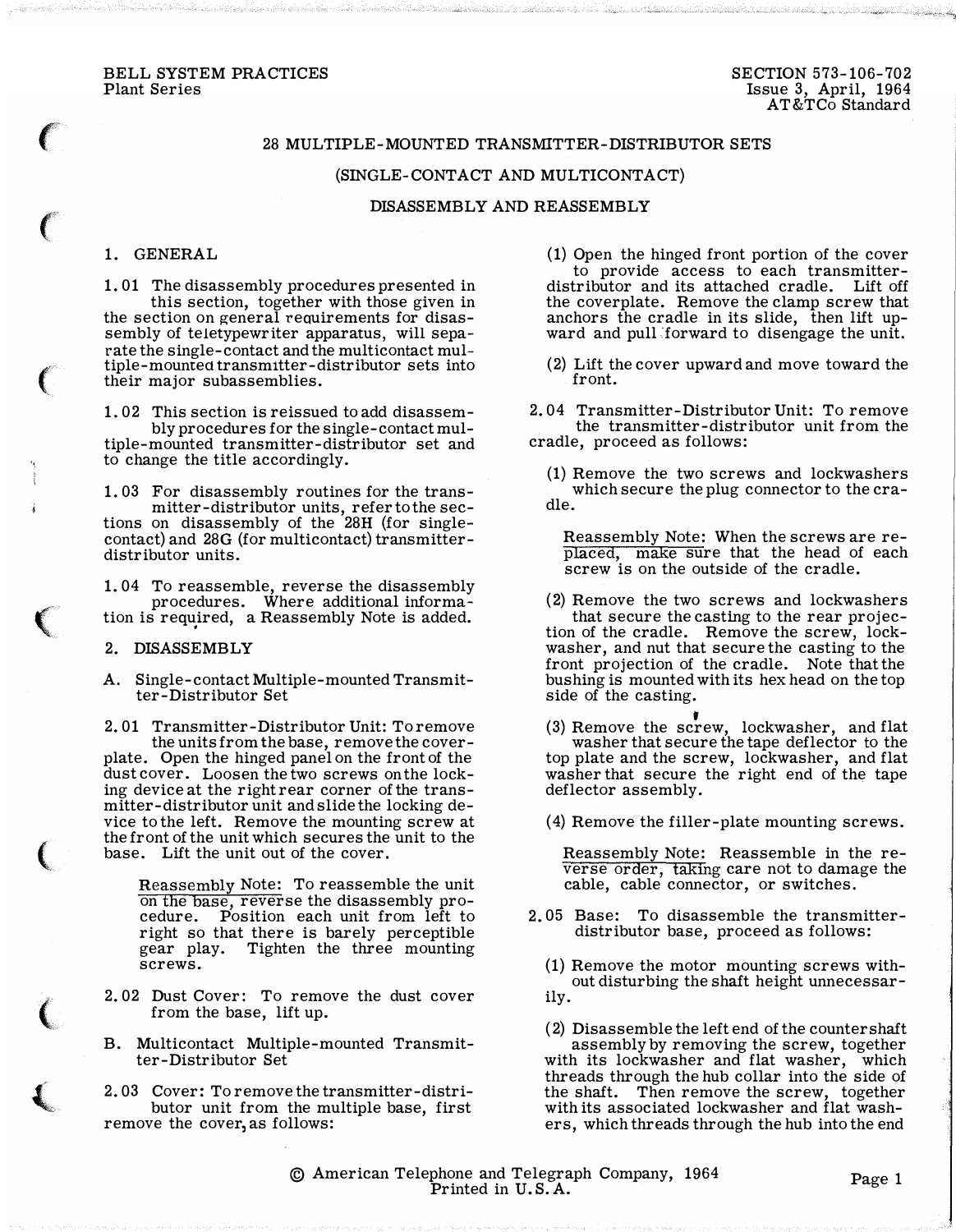BELL SYSTEM PRACTICES
Plant Series

SECTION 573-106-702
Issue 3, April, 1964
AT&TCo Standard

# 28 MULTIPLE-MOUNTED TRANSMITTER-DISTRIBUTOR SETS

## (SINGLE-CONTACT AND MULTICONTACT)

## DISASSEMBLY AND REASSEMBLY

## 1. GENERAL

1.01 The disassembly procedures presented in this section, together with those given in the section on general requirements for disassembly of teletypewriter apparatus, will separate the single-contact and the multicontact multiple-mounted transmitter-distributor sets into their major subassemblies.

1.02 This section is reissued to add disassembly procedures for the single-contact multiple-mounted transmitter-distributor set and to change the title accordingly.

1.03 For disassembly routines for the transmitter-distributor units, refer to the sections on disassembly of the 28H (for single-contact) and 28G (for multicontact) transmitter-distributor units.

1.04 To reassemble, reverse the disassembly procedures. Where additional information is required, a Reassembly Note is added.

## 2. DISASSEMBLY

### A. Single-contact Multiple-mounted Transmitter-Distributor Set

2.01 Transmitter-Distributor Unit: To remove the units from the base, remove the coverplate. Open the hinged panel on the front of the dust cover. Loosen the two screws on the locking device at the right rear corner of the transmitter-distributor unit and slide the locking device to the left. Remove the mounting screw at the front of the unit which secures the unit to the base. Lift the unit out of the cover.

> Reassembly Note: To reassemble the unit on the base, reverse the disassembly procedure. Position each unit from left to right so that there is barely perceptible gear play. Tighten the three mounting screws.

2.02 Dust Cover: To remove the dust cover from the base, lift up.

### B. Multicontact Multiple-mounted Transmitter-Distributor Set

2.03 Cover: To remove the transmitter-distributor unit from the multiple base, first remove the cover, as follows:

(1) Open the hinged front portion of the cover to provide access to each transmitter-distributor and its attached cradle. Lift off the coverplate. Remove the clamp screw that anchors the cradle in its slide, then lift upward and pull forward to disengage the unit.

(2) Lift the cover upward and move toward the front.

2.04 Transmitter-Distributor Unit: To remove the transmitter-distributor unit from the cradle, proceed as follows:

(1) Remove the two screws and lockwashers which secure the plug connector to the cradle.

> Reassembly Note: When the screws are replaced, make sure that the head of each screw is on the outside of the cradle.

(2) Remove the two screws and lockwashers that secure the casting to the rear projection of the cradle. Remove the screw, lockwasher, and nut that secure the casting to the front projection of the cradle. Note that the bushing is mounted with its hex head on the top side of the casting.

(3) Remove the screw, lockwasher, and flat washer that secure the tape deflector to the top plate and the screw, lockwasher, and flat washer that secure the right end of the tape deflector assembly.

(4) Remove the filler-plate mounting screws.

> Reassembly Note: Reassemble in the reverse order, taking care not to damage the cable, cable connector, or switches.

2.05 Base: To disassemble the transmitter-distributor base, proceed as follows:

(1) Remove the motor mounting screws without disturbing the shaft height unnecessarily.

(2) Disassemble the left end of the countershaft assembly by removing the screw, together with its lockwasher and flat washer, which threads through the hub collar into the side of the shaft. Then remove the screw, together with its associated lockwasher and flat washers, which threads through the hub into the end

© American Telephone and Telegraph Company, 1964
Printed in U.S.A.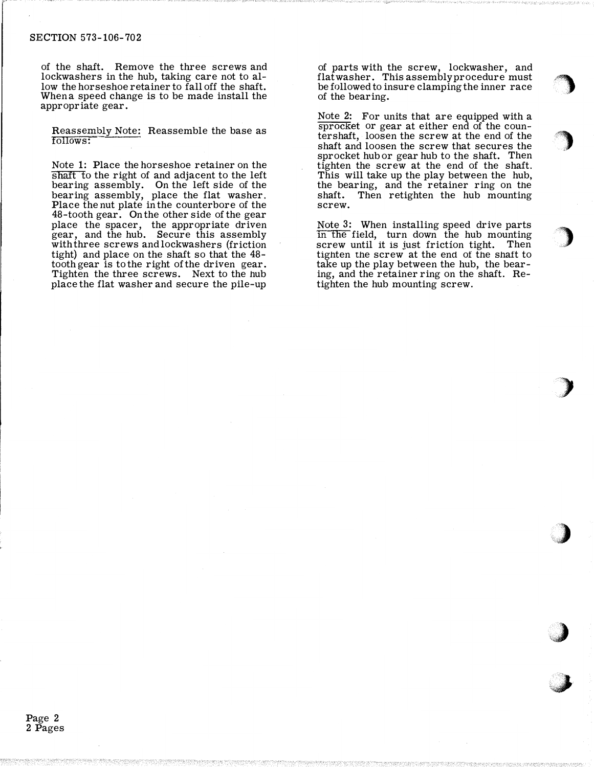of the shaft. Remove the three screws and lockwashers in the hub, taking care not to allow the horseshoe retainer to fall off the shaft. When a speed change is to be made install the appropriate gear.

Reassembly Note: Reassemble the base as follows:

Note 1: Place the horseshoe retainer on the shaft to the right of and adjacent to the left bearing assembly. On the left side of the bearing assembly, place the flat washer. Place the nut plate in the counterbore of the 48-tooth gear. On the other side of the gear place the spacer, the appropriate driven gear, and the hub. Secure this assembly with three screws and lockwashers (friction tight) and place on the shaft so that the 48-tooth gear is to the right of the driven gear. Tighten the three screws. Next to the hub place the flat washer and secure the pile-up of parts with the screw, lockwasher, and flat washer. This assembly procedure must be followed to insure clamping the inner race of the bearing.

Note 2: For units that are equipped with a sprocket or gear at either end of the countershaft, loosen the screw at the end of the shaft and loosen the screw that secures the sprocket hub or gear hub to the shaft. Then tighten the screw at the end of the shaft. This will take up the play between the hub, the bearing, and the retainer ring on the shaft. Then retighten the hub mounting screw.

Note 3: When installing speed drive parts in the field, turn down the hub mounting screw until it is just friction tight. Then tighten the screw at the end of the shaft to take up the play between the hub, the bearing, and the retainer ring on the shaft. Retighten the hub mounting screw.